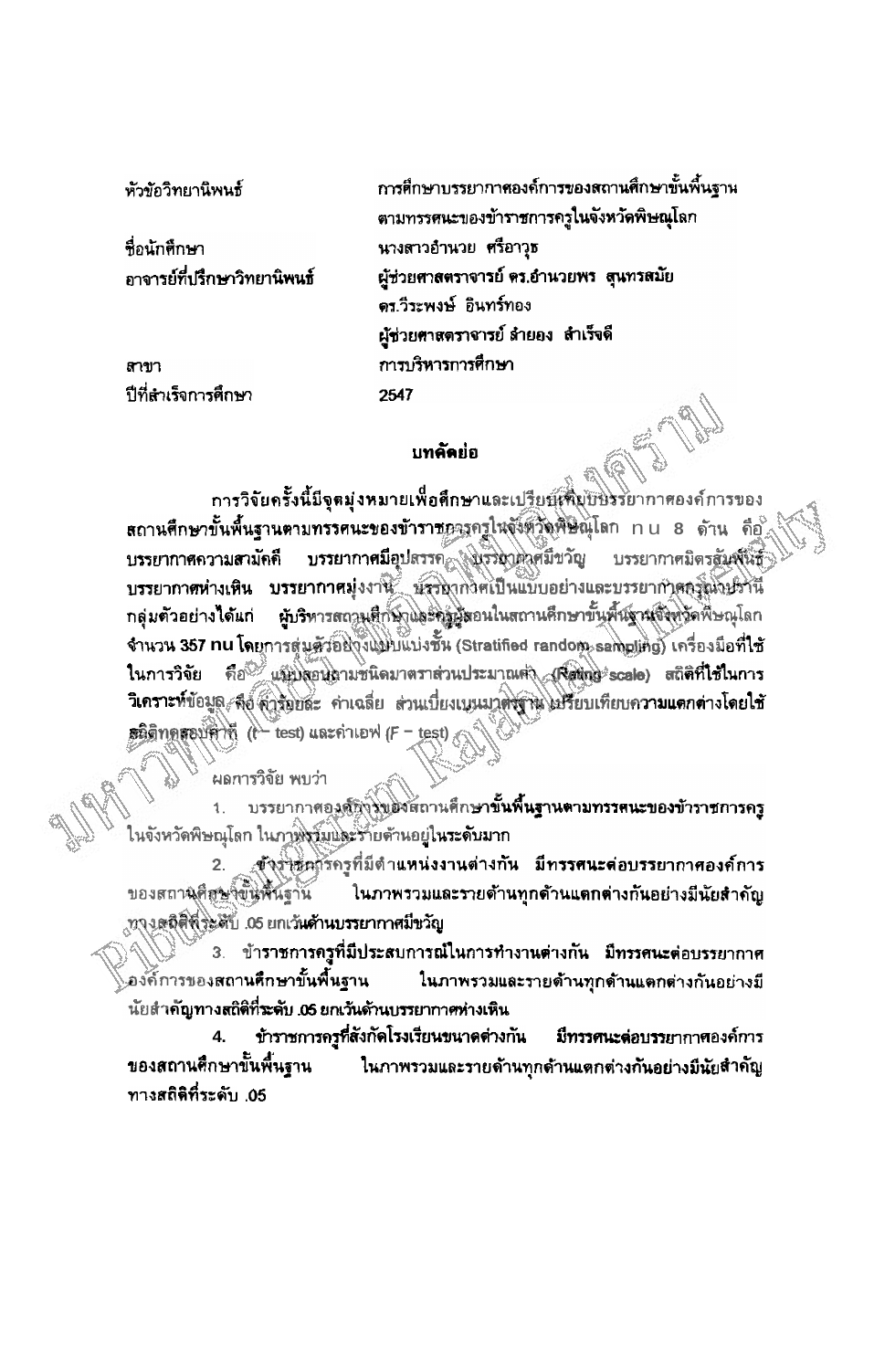| | |
|---|---|
| หัวข้อวิทยานิพนธ์ | การศึกษาบรรยากาศองค์การของสถานศึกษาขั้นพื้นฐาน ตามทรรศนะของข้าราชการครูในจังหวัดพิษณุโลก |
| ชื่อนักศึกษา | นางสาวอำนวย ศรีอาวุธ |
| อาจารย์ที่ปรึกษาวิทยานิพนธ์ | ผู้ช่วยศาสตราจารย์ ดร.อำนวยพร สุนทรสมัย<br>ดร.วีระพงษ์ อินทร์ทอง<br>ผู้ช่วยศาสตราจารย์ ลำยอง สำเร็จดี |
| สาขา | การบริหารการศึกษา |
| ปีที่สำเร็จการศึกษา | 2547 |

## บทคัดย่อ

การวิจัยครั้งนี้มีจุดมุ่งหมายเพื่อศึกษาและเปรียบเทียบบรรยากาศองค์การของสถานศึกษาขั้นพื้นฐานตามทรรศนะของข้าราชการครูในจังหวัดพิษณุโลก ทั้ง 8 ด้าน คือ บรรยากาศความสามัคคี บรรยากาศมีอุปสรรค บรรยากาศมีขวัญ บรรยากาศมิตรสัมพันธ์ บรรยากาศห่างเหิน บรรยากาศมุ่งงาน บรรยากาศเป็นแบบอย่างและบรรยากาศกรุณาปรานี กลุ่มตัวอย่างได้แก่ ผู้บริหารสถานศึกษาและครูผู้สอนในสถานศึกษาขั้นพื้นฐานจังหวัดพิษณุโลก จำนวน 357 คน โดยการสุ่มตัวอย่างแบบแบ่งชั้น (Stratified random sampling) เครื่องมือที่ใช้ในการวิจัย คือ แบบสอบถามชนิดมาตราส่วนประมาณค่า (Rating scale) สถิติที่ใช้ในการวิเคราะห์ข้อมูล คือ ค่าร้อยละ ค่าเฉลี่ย ส่วนเบี่ยงเบนมาตรฐาน เปรียบเทียบความแตกต่างโดยใช้สถิติทดสอบค่าที (t – test) และค่าเอฟ (F – test)

ผลการวิจัย พบว่า

1. บรรยากาศองค์การของสถานศึกษาขั้นพื้นฐานตามทรรศนะของข้าราชการครูในจังหวัดพิษณุโลก ในภาพรวมและรายด้านอยู่ในระดับมาก

2. ข้าราชการครูที่มีตำแหน่งงานต่างกัน มีทรรศนะต่อบรรยากาศองค์การของสถานศึกษาขั้นพื้นฐาน ในภาพรวมและรายด้านทุกด้านแตกต่างกันอย่างมีนัยสำคัญทางสถิติที่ระดับ .05 ยกเว้นด้านบรรยากาศมีขวัญ

3. ข้าราชการครูที่มีประสบการณ์ในการทำงานต่างกัน มีทรรศนะต่อบรรยากาศองค์การของสถานศึกษาขั้นพื้นฐาน ในภาพรวมและรายด้านทุกด้านแตกต่างกันอย่างมีนัยสำคัญทางสถิติที่ระดับ .05 ยกเว้นด้านบรรยากาศห่างเหิน

4. ข้าราชการครูที่สังกัดโรงเรียนขนาดต่างกัน มีทรรศนะต่อบรรยากาศองค์การของสถานศึกษาขั้นพื้นฐาน ในภาพรวมและรายด้านทุกด้านแตกต่างกันอย่างมีนัยสำคัญทางสถิติที่ระดับ .05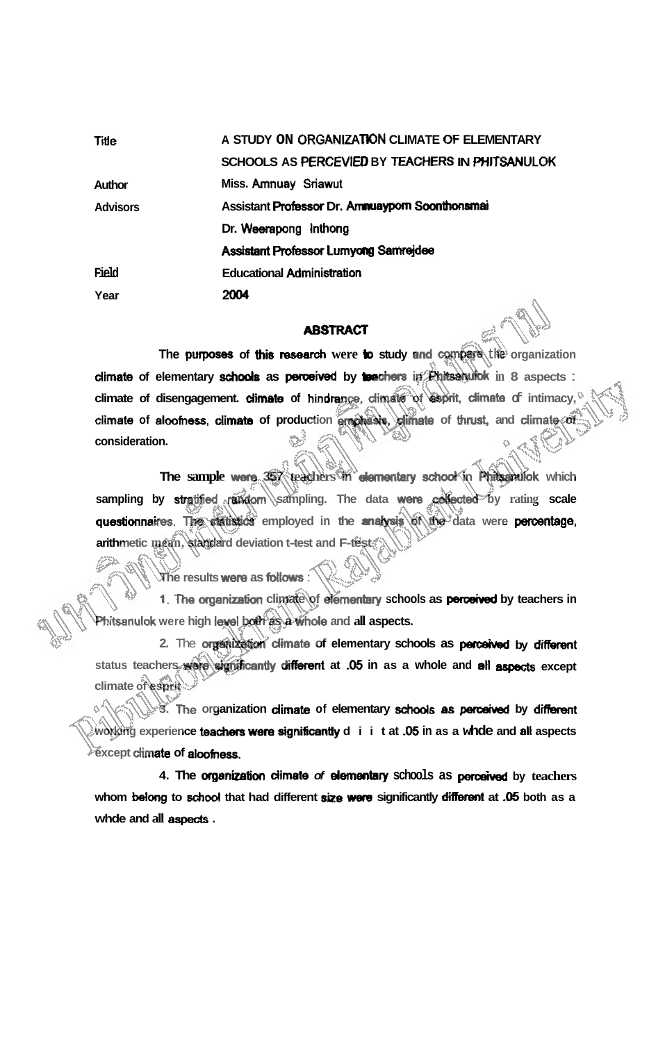| | |
|---|---|
| Title | A STUDY ON ORGANIZATION CLIMATE OF ELEMENTARY SCHOOLS AS PERCEVIED BY TEACHERS IN PHITSANULOK |
| Author | Miss. Amnuay Sriawut |
| Advisors | Assistant Professor Dr. Amnuayporn Soonthonsmai |
| | Dr. Weerapong Inthong |
| | Assistant Professor Lumyong Samrejdee |
| Field | Educational Administration |
| Year | 2004 |

## ABSTRACT

The purposes of this research were to study and compare the organization climate of elementary schools as perceived by teachers in Phitsanulok in 8 aspects : climate of disengagement. climate of hindrance, climate of esprit, climate of intimacy, climate of aloofness, climate of production emphasis, climate of thrust, and climate of consideration.

The sample were 357 teachers in elementary school in Phitsanulok which sampling by stratified random sampling. The data were collected by rating scale questionnaires. The statistics employed in the analysis of the data were percentage, arithmetic mean, standard deviation t-test and F-test.

The results were as follows :

1. The organization climate of elementary schools as perceived by teachers in Phitsanulok were high level both as a whole and all aspects.

2. The organization climate of elementary schools as perceived by different status teachers were significantly different at .05 in as a whole and all aspects except climate of esprit.

3. The organization climate of elementary schools as perceived by different working experience teachers were significantly d i i t at .05 in as a whde and all aspects except climate of aloofness.

4. The organization climate of elementary schools as perceived by teachers whom belong to school that had different size were significantly different at .05 both as a whde and all aspects .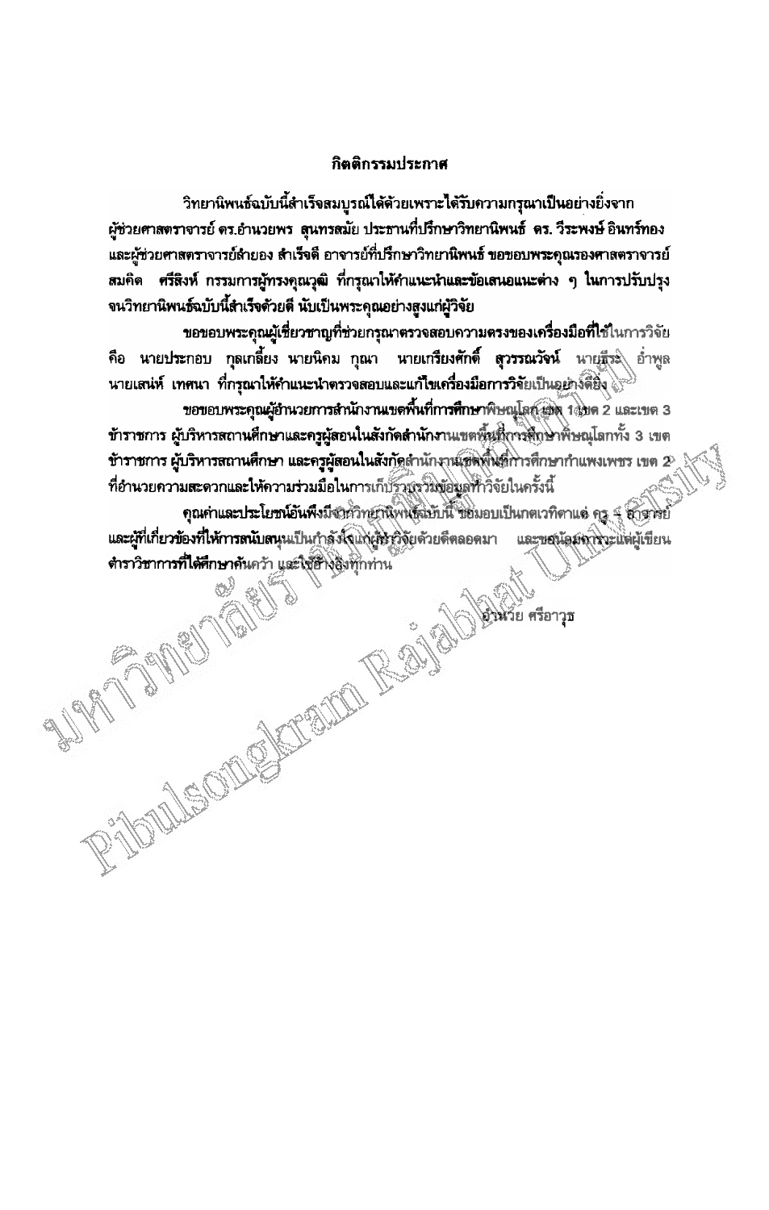# กิตติกรรมประกาศ

วิทยานิพนธ์ฉบับนี้สำเร็จสมบูรณ์ได้ด้วยเพราะได้รับความกรุณาเป็นอย่างยิ่งจาก ผู้ช่วยศาสตราจารย์ ดร.อำนวยพร สุนทรสมัย ประธานที่ปรึกษาวิทยานิพนธ์ ดร. วีระพงษ์ อินทร์ทอง และผู้ช่วยศาสตราจารย์ลำยอง สำเร็จดี อาจารย์ที่ปรึกษาวิทยานิพนธ์ ขอขอบพระคุณรองศาสตราจารย์ สมคิด ศรีสิงห์ กรรมการผู้ทรงคุณวุฒิ ที่กรุณาให้คำแนะนำและข้อเสนอแนะต่าง ๆ ในการปรับปรุงจนวิทยานิพนธ์ฉบับนี้สำเร็จด้วยดี นับเป็นพระคุณอย่างสูงแก่ผู้วิจัย

ขอขอบพระคุณผู้เชี่ยวชาญที่ช่วยกรุณาตรวจสอบความตรงของเครื่องมือที่ใช้ในการวิจัย คือ นายประกอบ กุลเกลี้ยง นายนิคม กุณา นายเกรียงศักดิ์ สุวรรณวัจน์ นายธีระ อ่ำพูล นายเสน่ห์ เทศนา ที่กรุณาให้คำแนะนำตรวจสอบและแก้ไขเครื่องมือการวิจัยเป็นอย่างดียิ่ง

ขอขอบพระคุณผู้อำนวยการสำนักงานเขตพื้นที่การศึกษาพิษณุโลก เขต 1 เขต 2 และเขต 3 ข้าราชการ ผู้บริหารสถานศึกษาและครูผู้สอนในสังกัดสำนักงานเขตพื้นที่การศึกษาพิษณุโลกทั้ง 3 เขต ข้าราชการ ผู้บริหารสถานศึกษา และครูผู้สอนในสังกัดสำนักงานเขตพื้นที่การศึกษากำแพงเพชร เขต 2 ที่อำนวยความสะดวกและให้ความร่วมมือในการเก็บรวบรวมข้อมูลที่วิจัยในครั้งนี้

คุณค่าและประโยชน์อันพึงมีจากวิทยานิพนธ์ฉบับนี้ ขอมอบเป็นกตเวทิตาแด่ ครู – อาจารย์ และผู้ที่เกี่ยวข้องที่ให้การสนับสนุนเป็นกำลังใจแก่ผู้วิจัยด้วยดีตลอดมา และขอน้อมคารวะแด่ผู้เขียนตำราวิชาการที่ได้ศึกษาค้นคว้า และใช้อ้างอิงทุกท่าน

อำนวย ศรีอาวุธ